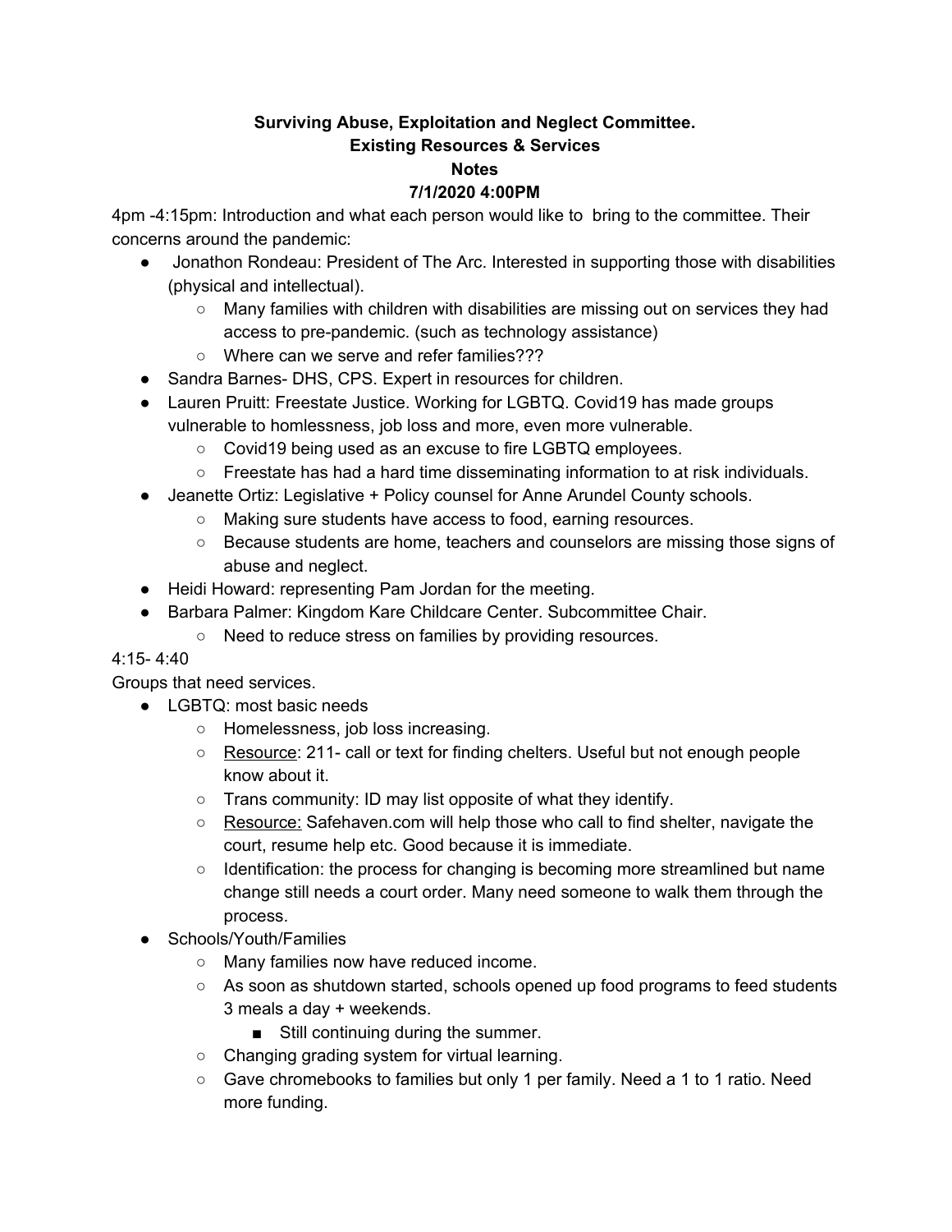**Surviving Abuse, Exploitation and Neglect Committee.**
**Existing Resources & Services**
**Notes**
**7/1/2020 4:00PM**

4pm -4:15pm: Introduction and what each person would like to bring to the committee. Their concerns around the pandemic:

- Jonathon Rondeau: President of The Arc. Interested in supporting those with disabilities (physical and intellectual).
  - Many families with children with disabilities are missing out on services they had access to pre-pandemic. (such as technology assistance)
  - Where can we serve and refer families???
- Sandra Barnes- DHS, CPS. Expert in resources for children.
- Lauren Pruitt: Freestate Justice. Working for LGBTQ. Covid19 has made groups vulnerable to homlessness, job loss and more, even more vulnerable.
  - Covid19 being used as an excuse to fire LGBTQ employees.
  - Freestate has had a hard time disseminating information to at risk individuals.
- Jeanette Ortiz: Legislative + Policy counsel for Anne Arundel County schools.
  - Making sure students have access to food, earning resources.
  - Because students are home, teachers and counselors are missing those signs of abuse and neglect.
- Heidi Howard: representing Pam Jordan for the meeting.
- Barbara Palmer: Kingdom Kare Childcare Center. Subcommittee Chair.
  - Need to reduce stress on families by providing resources.

4:15- 4:40

Groups that need services.

- LGBTQ: most basic needs
  - Homelessness, job loss increasing.
  - <u>Resource</u>: 211- call or text for finding chelters. Useful but not enough people know about it.
  - Trans community: ID may list opposite of what they identify.
  - <u>Resource:</u> Safehaven.com will help those who call to find shelter, navigate the court, resume help etc. Good because it is immediate.
  - Identification: the process for changing is becoming more streamlined but name change still needs a court order. Many need someone to walk them through the process.
- Schools/Youth/Families
  - Many families now have reduced income.
  - As soon as shutdown started, schools opened up food programs to feed students 3 meals a day + weekends.
    - Still continuing during the summer.
  - Changing grading system for virtual learning.
  - Gave chromebooks to families but only 1 per family. Need a 1 to 1 ratio. Need more funding.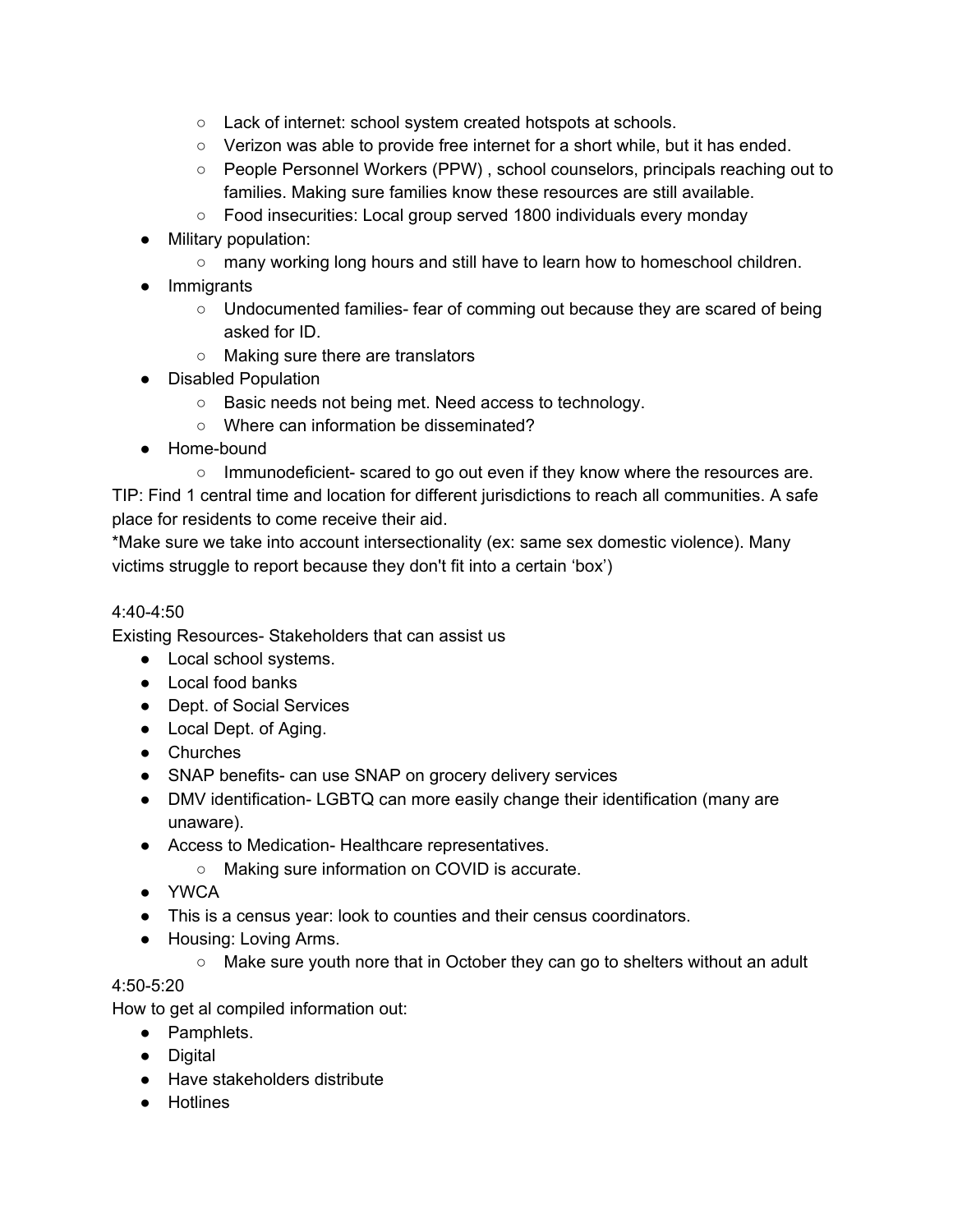- Lack of internet: school system created hotspots at schools.
  - Verizon was able to provide free internet for a short while, but it has ended.
  - People Personnel Workers (PPW) , school counselors, principals reaching out to families. Making sure families know these resources are still available.
  - Food insecurities: Local group served 1800 individuals every monday
- Military population:
  - many working long hours and still have to learn how to homeschool children.
- Immigrants
  - Undocumented families- fear of comming out because they are scared of being asked for ID.
  - Making sure there are translators
- Disabled Population
  - Basic needs not being met. Need access to technology.
  - Where can information be disseminated?
- Home-bound
  - Immunodeficient- scared to go out even if they know where the resources are.

TIP: Find 1 central time and location for different jurisdictions to reach all communities. A safe place for residents to come receive their aid.

*Make sure we take into account intersectionality (ex: same sex domestic violence). Many victims struggle to report because they don't fit into a certain 'box')

4:40-4:50

Existing Resources- Stakeholders that can assist us

- Local school systems.
- Local food banks
- Dept. of Social Services
- Local Dept. of Aging.
- Churches
- SNAP benefits- can use SNAP on grocery delivery services
- DMV identification- LGBTQ can more easily change their identification (many are unaware).
- Access to Medication- Healthcare representatives.
  - Making sure information on COVID is accurate.
- YWCA
- This is a census year: look to counties and their census coordinators.
- Housing: Loving Arms.
  - Make sure youth nore that in October they can go to shelters without an adult

4:50-5:20

How to get al compiled information out:

- Pamphlets.
- Digital
- Have stakeholders distribute
- Hotlines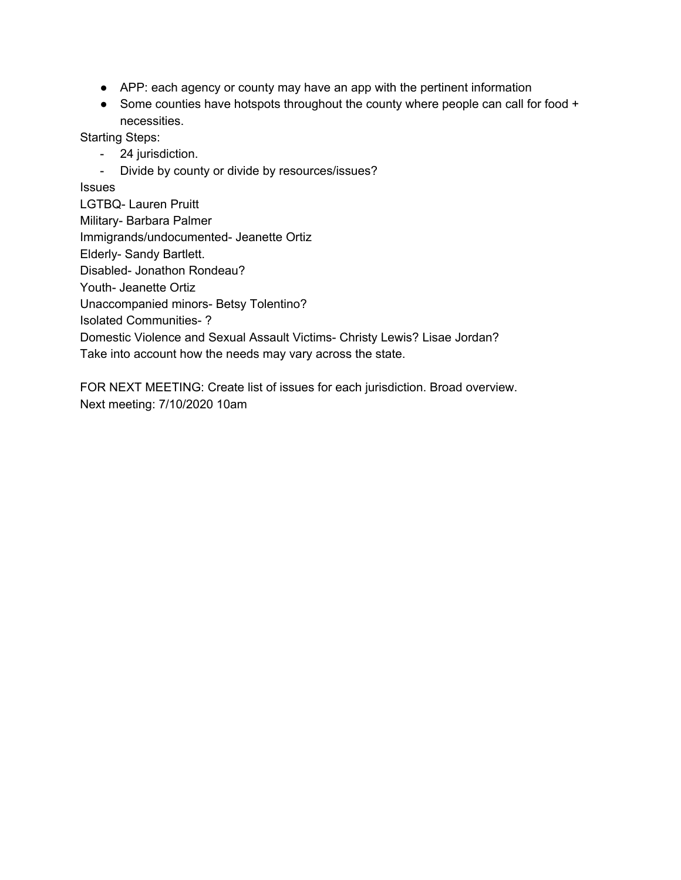- APP: each agency or county may have an app with the pertinent information
- Some counties have hotspots throughout the county where people can call for food + necessities.

Starting Steps:

- 24 jurisdiction.
- Divide by county or divide by resources/issues?

Issues

LGTBQ- Lauren Pruitt

Military- Barbara Palmer

Immigrands/undocumented- Jeanette Ortiz

Elderly- Sandy Bartlett.

Disabled- Jonathon Rondeau?

Youth- Jeanette Ortiz

Unaccompanied minors- Betsy Tolentino?

Isolated Communities- ?

Domestic Violence and Sexual Assault Victims- Christy Lewis? Lisae Jordan?

Take into account how the needs may vary across the state.

FOR NEXT MEETING: Create list of issues for each jurisdiction. Broad overview.

Next meeting: 7/10/2020 10am